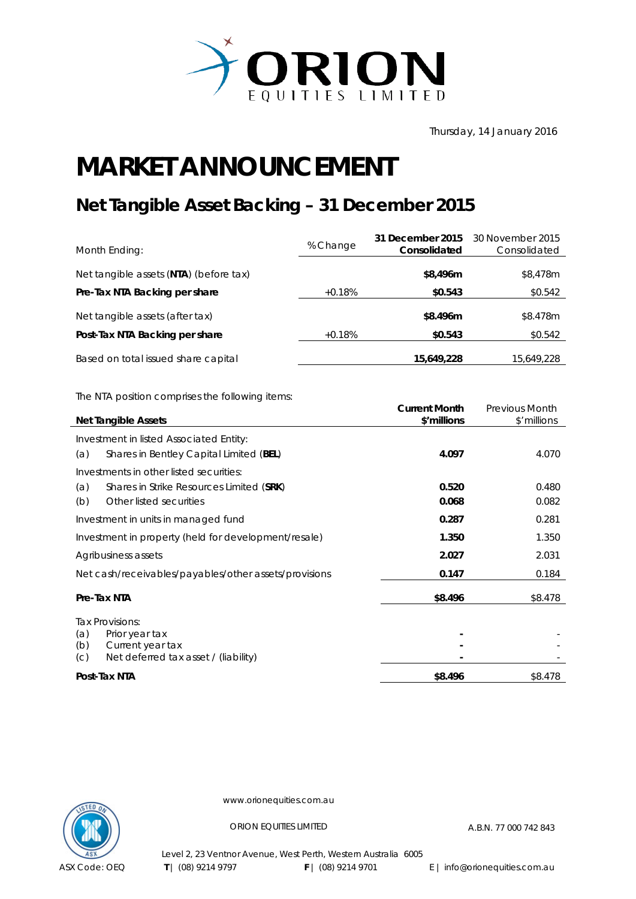ORION EQUITIES LIMITED

Thursday, 14 January 2016

# MARKET ANNOUNCEMENT

## Net Tangible Asset Backing – 31 December 2015

| Month Ending: | % Change | **31 December 2015 Consolidated** | 30 November 2015 Consolidated |
|---|---|---|---|
| Net tangible assets (**NTA**) (before tax) | | **$8,496m** | $8,478m |
| **Pre-Tax NTA Backing per share** | +0.18% | **$0.543** | $0.542 |
| Net tangible assets (after tax) | | **$8.496m** | $8.478m |
| **Post-Tax NTA Backing per share** | +0.18% | **$0.543** | $0.542 |
| Based on total issued share capital | | **15,649,228** | 15,649,228 |

The NTA position comprises the following items:

| **Net Tangible Assets** | **Current Month $'millions** | Previous Month $'millions |
|---|---|---|
| Investment in listed Associated Entity: | | |
| (a) Shares in Bentley Capital Limited (**BEL**) | **4.097** | 4.070 |
| Investments in other listed securities: | | |
| (a) Shares in Strike Resources Limited (**SRK**) | **0.520** | 0.480 |
| (b) Other listed securities | **0.068** | 0.082 |
| Investment in units in managed fund | **0.287** | 0.281 |
| Investment in property (held for development/resale) | **1.350** | 1.350 |
| Agribusiness assets | **2.027** | 2.031 |
| Net cash/receivables/payables/other assets/provisions | **0.147** | 0.184 |
| **Pre-Tax NTA** | **$8.496** | $8.478 |
| Tax Provisions: | | |
| (a) Prior year tax | **-** | - |
| (b) Current year tax | **-** | - |
| (c) Net deferred tax asset / (liability) | **-** | - |
| **Post-Tax NTA** | **$8.496** | $8.478 |

www.orionequities.com.au

ORION EQUITIES LIMITED

A.B.N. 77 000 742 843

Level 2, 23 Ventnor Avenue, West Perth, Western Australia 6005

ASX Code: OEQ | **T** | (08) 9214 9797 | **F** | (08) 9214 9701 | E | info@orionequities.com.au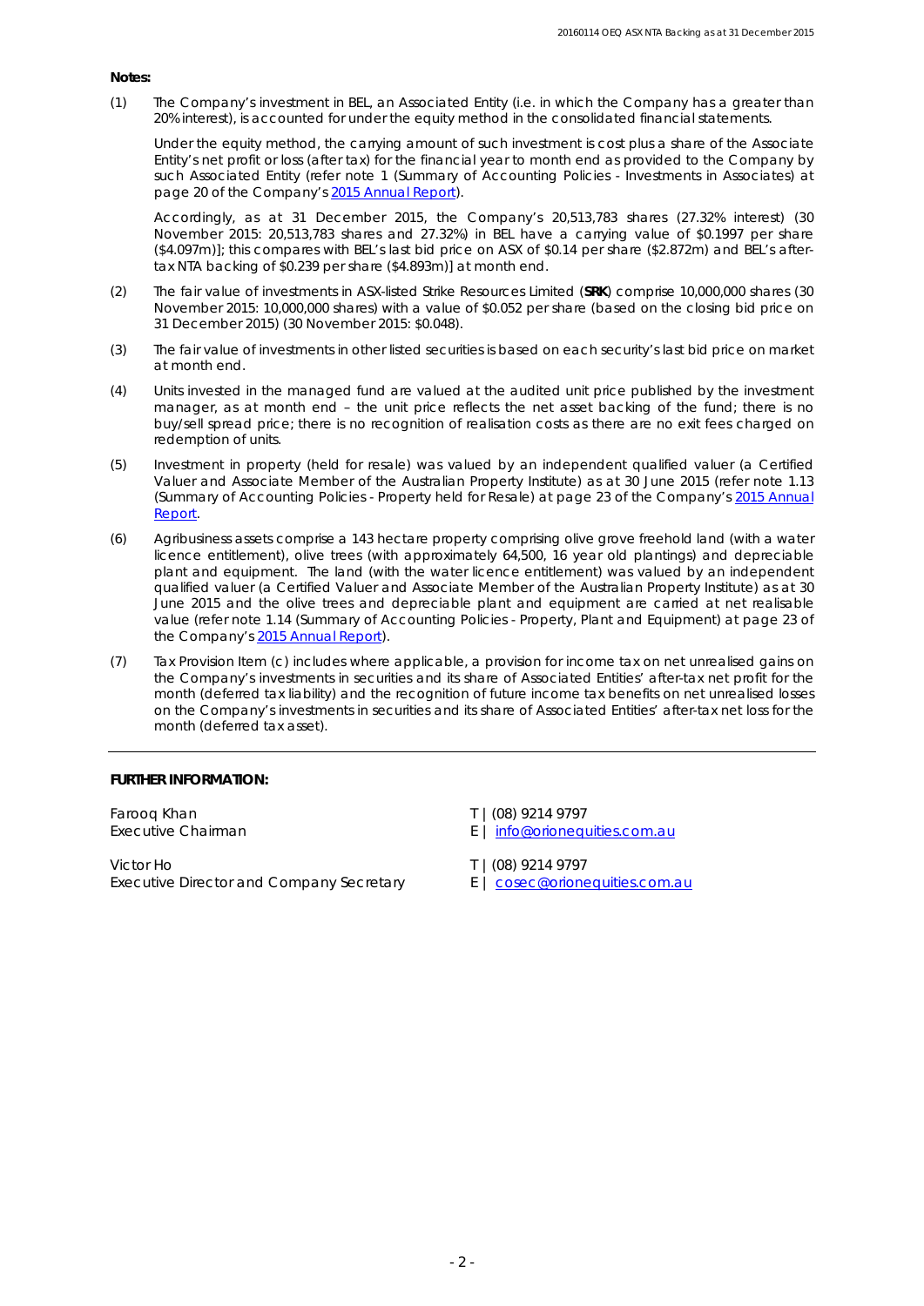**Notes:**

(1) The Company's investment in BEL, an Associated Entity (i.e. in which the Company has a greater than 20% interest), is accounted for under the equity method in the consolidated financial statements.

Under the equity method, the carrying amount of such investment is cost plus a share of the Associate Entity's net profit or loss (after tax) for the financial year to month end as provided to the Company by such Associated Entity (refer note 1 (Summary of Accounting Policies - Investments in Associates) at page 20 of the Company's 2015 Annual Report).

Accordingly, as at 31 December 2015, the Company's 20,513,783 shares (27.32% interest) (30 November 2015: 20,513,783 shares and 27.32%) in BEL have a carrying value of $0.1997 per share ($4.097m)]; this compares with BEL's last bid price on ASX of $0.14 per share ($2.872m) and BEL's after-tax NTA backing of $0.239 per share ($4.893m)] at month end.

(2) The fair value of investments in ASX-listed Strike Resources Limited (**SRK**) comprise 10,000,000 shares (30 November 2015: 10,000,000 shares) with a value of $0.052 per share (based on the closing bid price on 31 December 2015) (30 November 2015: $0.048).

(3) The fair value of investments in other listed securities is based on each security's last bid price on market at month end.

(4) Units invested in the managed fund are valued at the audited unit price published by the investment manager, as at month end – the unit price reflects the net asset backing of the fund; there is no buy/sell spread price; there is no recognition of realisation costs as there are no exit fees charged on redemption of units.

(5) Investment in property (held for resale) was valued by an independent qualified valuer (a Certified Valuer and Associate Member of the Australian Property Institute) as at 30 June 2015 (refer note 1.13 (Summary of Accounting Policies - Property held for Resale) at page 23 of the Company's 2015 Annual Report.

(6) Agribusiness assets comprise a 143 hectare property comprising olive grove freehold land (with a water licence entitlement), olive trees (with approximately 64,500, 16 year old plantings) and depreciable plant and equipment. The land (with the water licence entitlement) was valued by an independent qualified valuer (a Certified Valuer and Associate Member of the Australian Property Institute) as at 30 June 2015 and the olive trees and depreciable plant and equipment are carried at net realisable value (refer note 1.14 (Summary of Accounting Policies - Property, Plant and Equipment) at page 23 of the Company's 2015 Annual Report).

(7) Tax Provision Item (c) includes where applicable, a provision for income tax on net unrealised gains on the Company's investments in securities and its share of Associated Entities' after-tax net profit for the month (deferred tax liability) and the recognition of future income tax benefits on net unrealised losses on the Company's investments in securities and its share of Associated Entities' after-tax net loss for the month (deferred tax asset).

---

**FURTHER INFORMATION:**

Farooq Khan
Executive Chairman
T | (08) 9214 9797
E | info@orionequities.com.au

Victor Ho
Executive Director and Company Secretary
T | (08) 9214 9797
E | cosec@orionequities.com.au